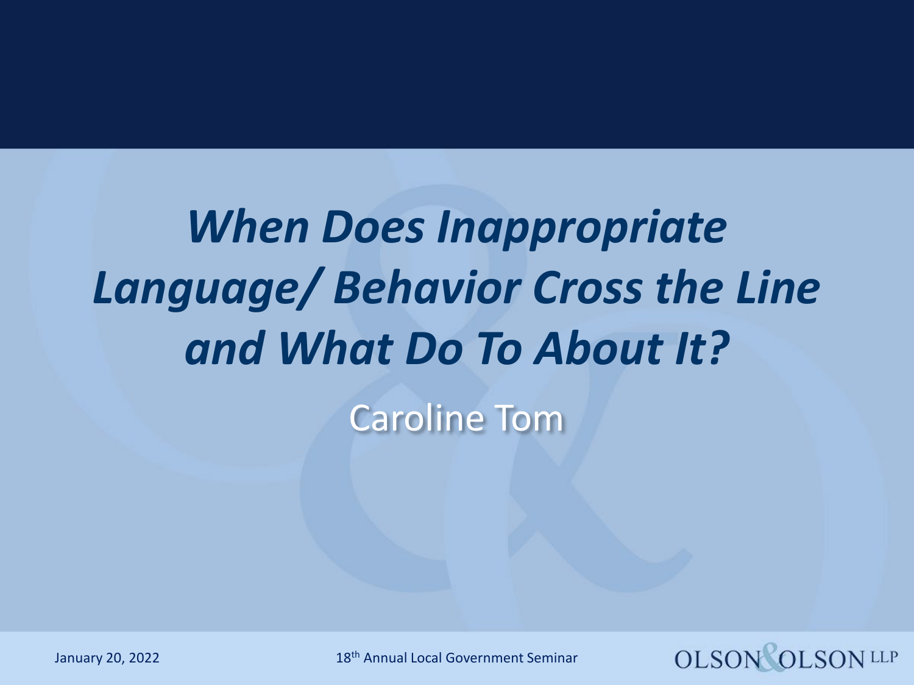# *When Does Inappropriate Language/ Behavior Cross the Line and What Do To About It?*

Caroline Tom

January 20, 2022

18th Annual Local Government Seminar

OLSON & OLSON LLP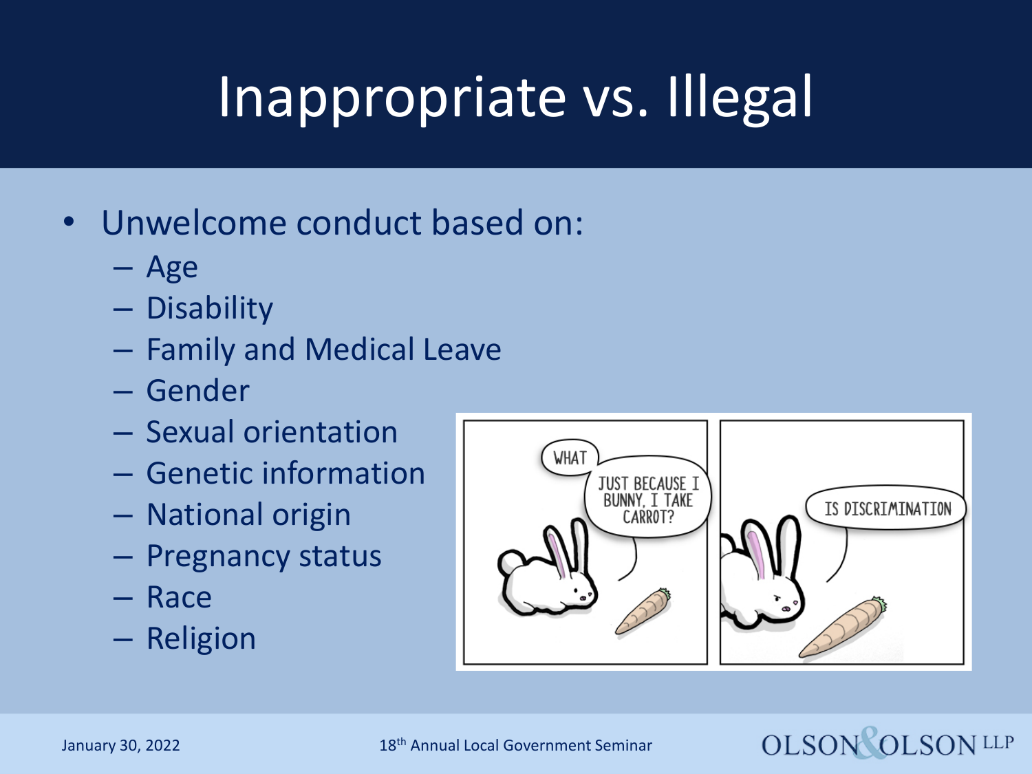# Inappropriate vs. Illegal

- Unwelcome conduct based on:
  - Age
  - Disability
  - Family and Medical Leave
  - Gender
  - Sexual orientation
  - Genetic information
  - National origin
  - Pregnancy status
  - Race
  - Religion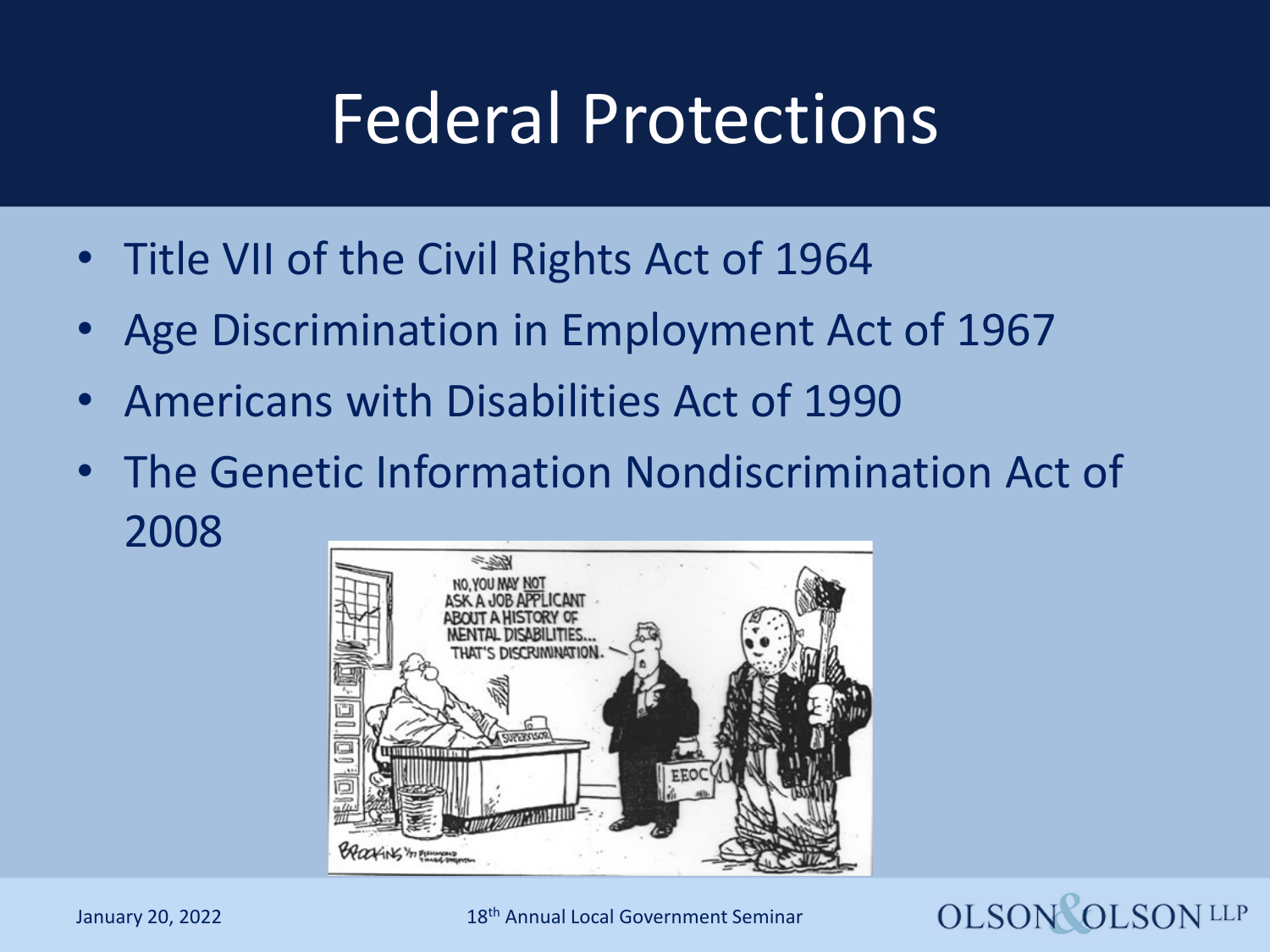# Federal Protections

- Title VII of the Civil Rights Act of 1964
- Age Discrimination in Employment Act of 1967
- Americans with Disabilities Act of 1990
- The Genetic Information Nondiscrimination Act of 2008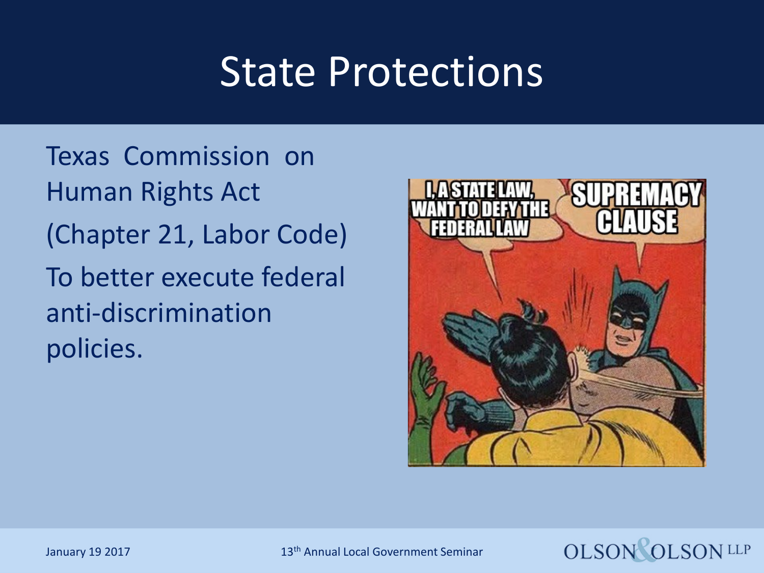# State Protections

Texas Commission on Human Rights Act

(Chapter 21, Labor Code)

To better execute federal anti-discrimination policies.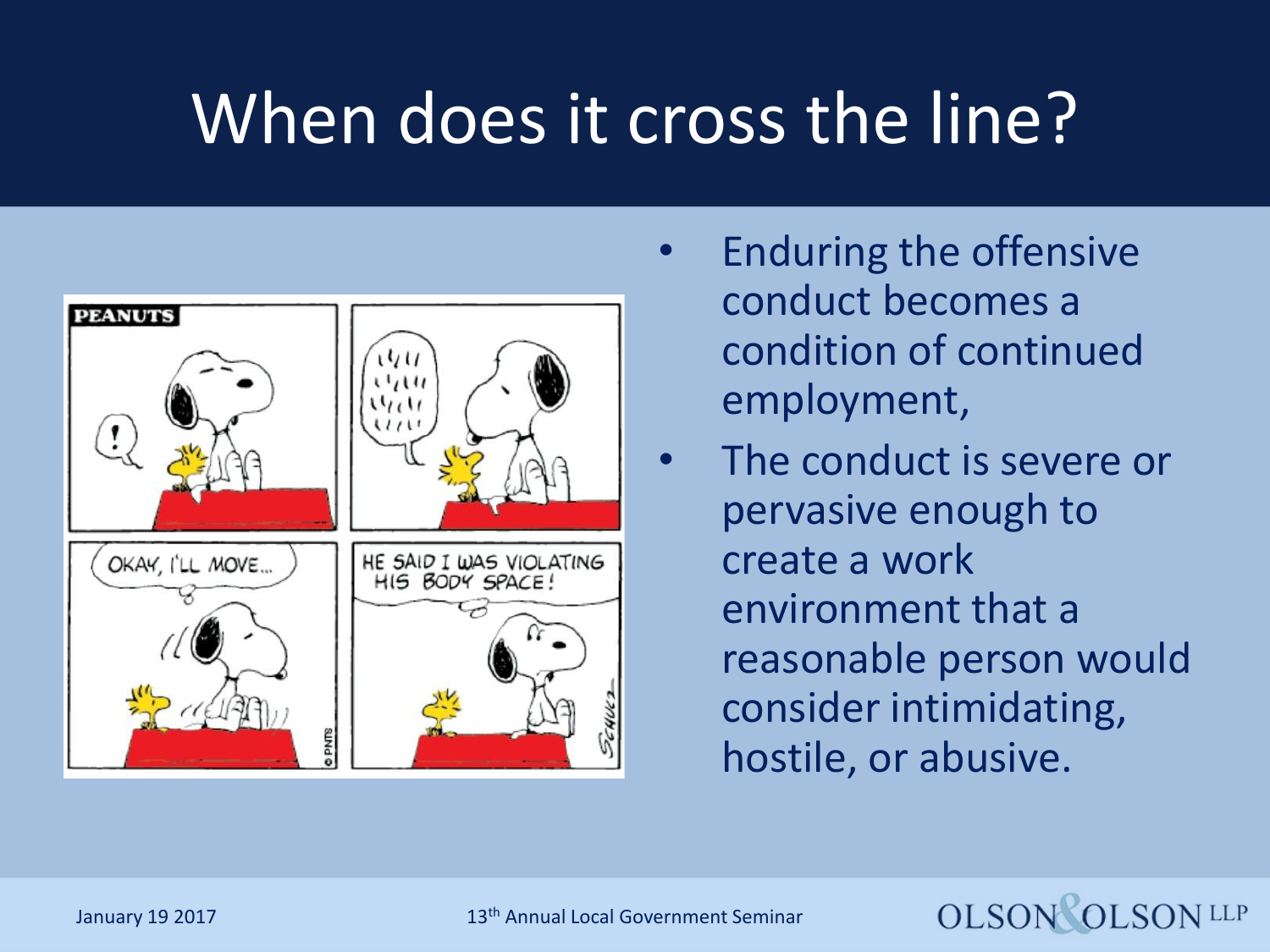# When does it cross the line?

- Enduring the offensive conduct becomes a condition of continued employment,
- The conduct is severe or pervasive enough to create a work environment that a reasonable person would consider intimidating, hostile, or abusive.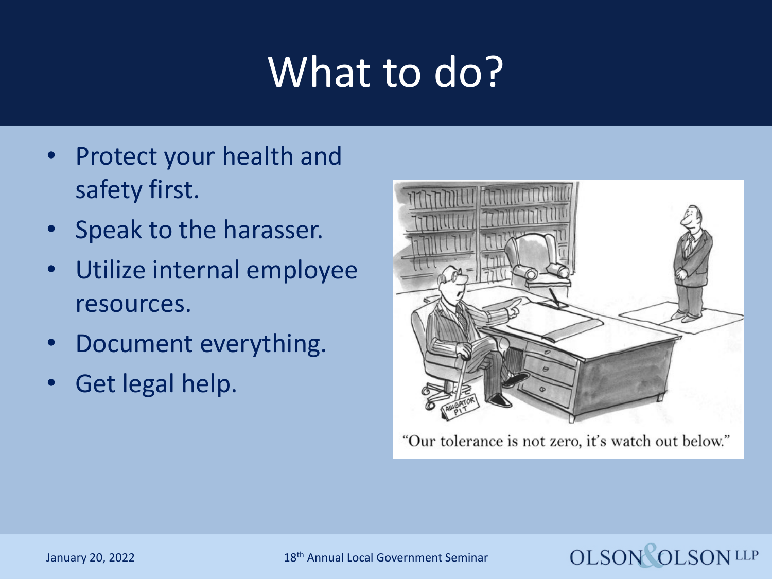# What to do?

- Protect your health and safety first.
- Speak to the harasser.
- Utilize internal employee resources.
- Document everything.
- Get legal help.

"Our tolerance is not zero, it's watch out below."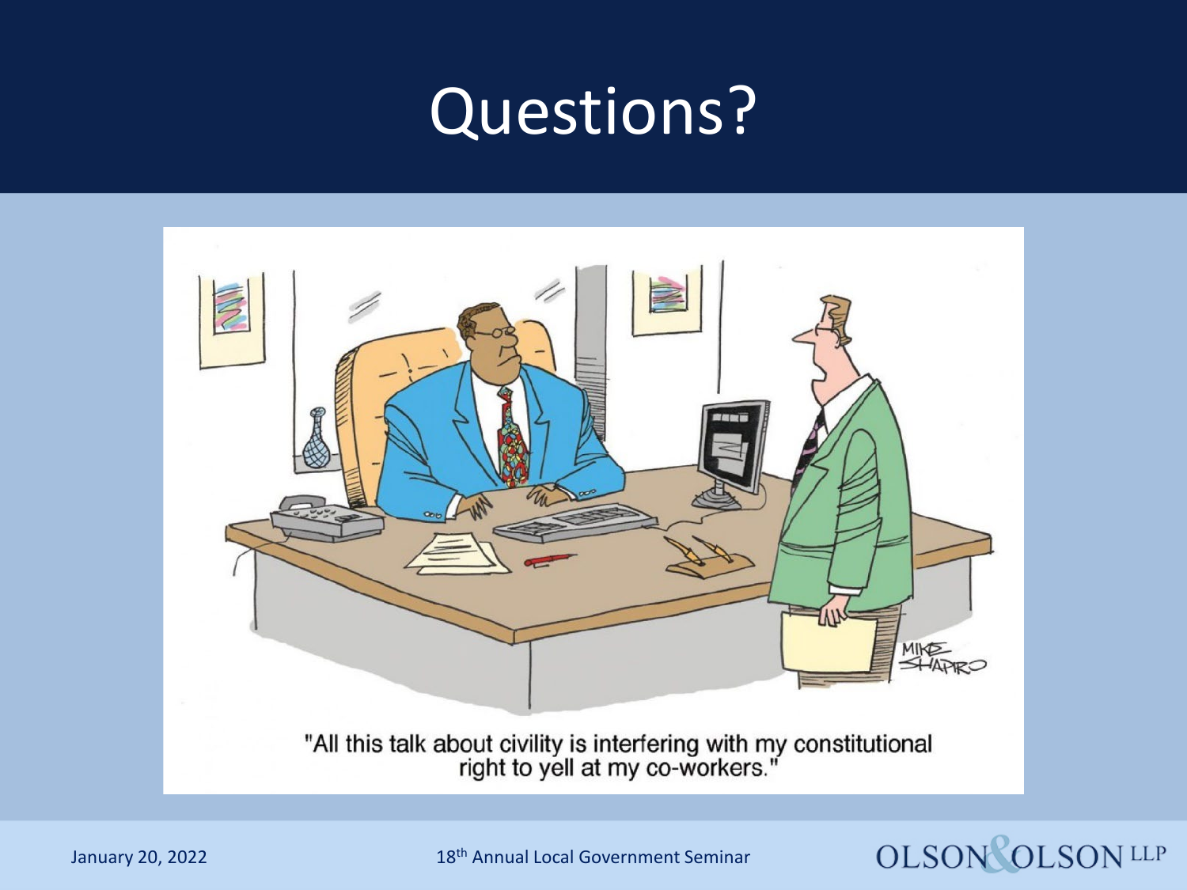# Questions?

"All this talk about civility is interfering with my constitutional right to yell at my co-workers."